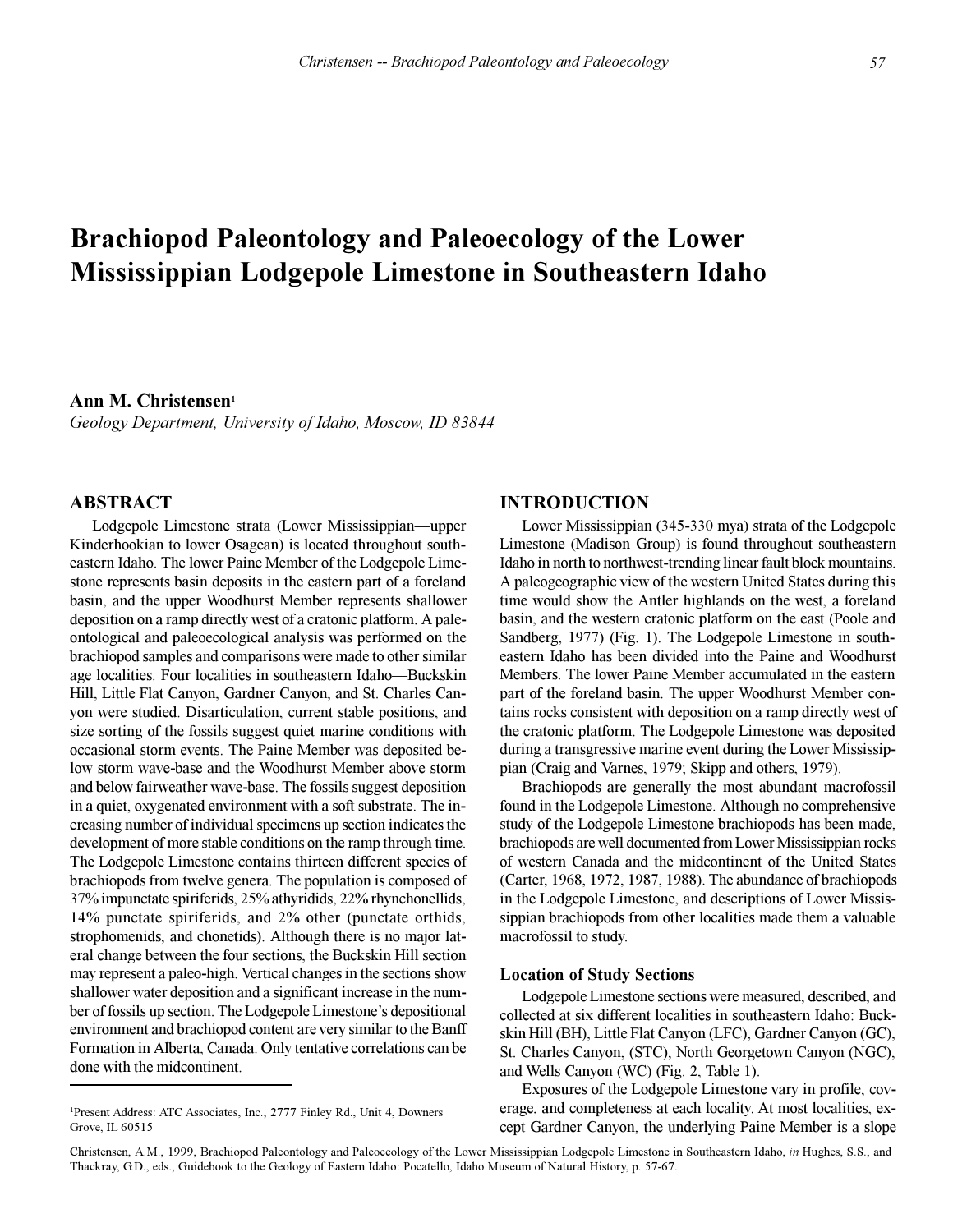# Brachiopod Paleontology and Paleoecology of the Lower Mississippian Lodgepole Limestone in Southeastern Idaho

**Ann M. Christensen**[1]

*Geology Department, University of Idaho, Moscow, ID 83844*

## ABSTRACT

Lodgepole Limestone strata (Lower Mississippian—upper Kinderhookian to lower Osagean) is located throughout southeastern Idaho. The lower Paine Member of the Lodgepole Limestone represents basin deposits in the eastern part of a foreland basin, and the upper Woodhurst Member represents shallower deposition on a ramp directly west of a cratonic platform. A paleontological and paleoecological analysis was performed on the brachiopod samples and comparisons were made to other similar age localities. Four localities in southeastern Idaho—Buckskin Hill, Little Flat Canyon, Gardner Canyon, and St. Charles Canyon were studied. Disarticulation, current stable positions, and size sorting of the fossils suggest quiet marine conditions with occasional storm events. The Paine Member was deposited below storm wave-base and the Woodhurst Member above storm and below fairweather wave-base. The fossils suggest deposition in a quiet, oxygenated environment with a soft substrate. The increasing number of individual specimens up section indicates the development of more stable conditions on the ramp through time. The Lodgepole Limestone contains thirteen different species of brachiopods from twelve genera. The population is composed of 37% impunctate spiriferids, 25% athyridids, 22% rhynchonellids, 14% punctate spiriferids, and 2% other (punctate orthids, strophomenids, and chonetids). Although there is no major lateral change between the four sections, the Buckskin Hill section may represent a paleo-high. Vertical changes in the sections show shallower water deposition and a significant increase in the number of fossils up section. The Lodgepole Limestone's depositional environment and brachiopod content are very similar to the Banff Formation in Alberta, Canada. Only tentative correlations can be done with the midcontinent.

[1]Present Address: ATC Associates, Inc., 2777 Finley Rd., Unit 4, Downers Grove, IL 60515

## INTRODUCTION

Lower Mississippian (345-330 mya) strata of the Lodgepole Limestone (Madison Group) is found throughout southeastern Idaho in north to northwest-trending linear fault block mountains. A paleogeographic view of the western United States during this time would show the Antler highlands on the west, a foreland basin, and the western cratonic platform on the east (Poole and Sandberg, 1977) (Fig. 1). The Lodgepole Limestone in southeastern Idaho has been divided into the Paine and Woodhurst Members. The lower Paine Member accumulated in the eastern part of the foreland basin. The upper Woodhurst Member contains rocks consistent with deposition on a ramp directly west of the cratonic platform. The Lodgepole Limestone was deposited during a transgressive marine event during the Lower Mississippian (Craig and Varnes, 1979; Skipp and others, 1979).

Brachiopods are generally the most abundant macrofossil found in the Lodgepole Limestone. Although no comprehensive study of the Lodgepole Limestone brachiopods has been made, brachiopods are well documented from Lower Mississippian rocks of western Canada and the midcontinent of the United States (Carter, 1968, 1972, 1987, 1988). The abundance of brachiopods in the Lodgepole Limestone, and descriptions of Lower Mississippian brachiopods from other localities made them a valuable macrofossil to study.

### Location of Study Sections

Lodgepole Limestone sections were measured, described, and collected at six different localities in southeastern Idaho: Buckskin Hill (BH), Little Flat Canyon (LFC), Gardner Canyon (GC), St. Charles Canyon, (STC), North Georgetown Canyon (NGC), and Wells Canyon (WC) (Fig. 2, Table 1).

Exposures of the Lodgepole Limestone vary in profile, coverage, and completeness at each locality. At most localities, except Gardner Canyon, the underlying Paine Member is a slope

Christensen, A.M., 1999, Brachiopod Paleontology and Paleoecology of the Lower Mississippian Lodgepole Limestone in Southeastern Idaho, *in* Hughes, S.S., and Thackray, G.D., eds., Guidebook to the Geology of Eastern Idaho: Pocatello, Idaho Museum of Natural History, p. 57-67.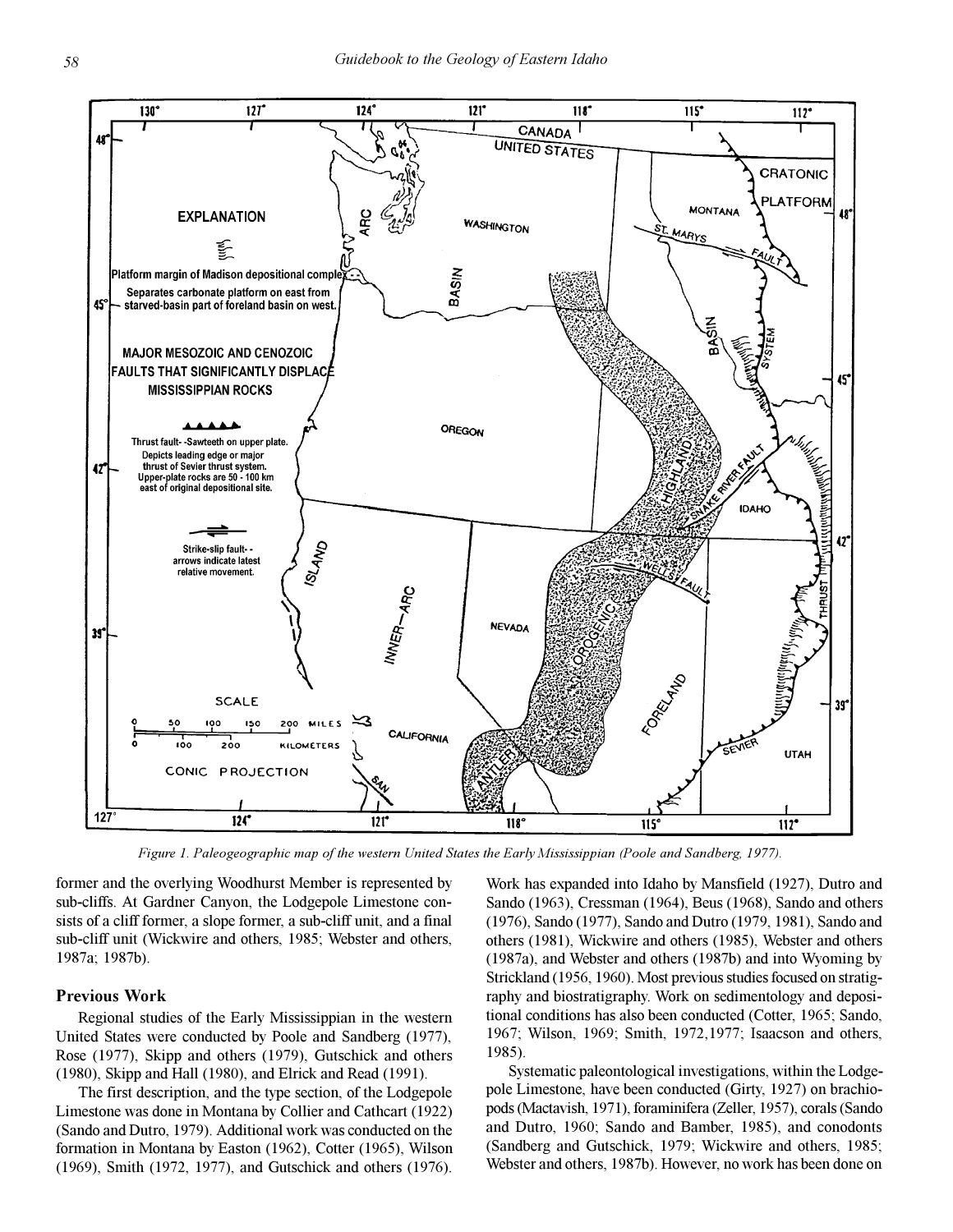Figure 1. Paleogeographic map of the western United States the Early Mississippian (Poole and Sandberg, 1977).

former and the overlying Woodhurst Member is represented by sub-cliffs. At Gardner Canyon, the Lodgepole Limestone consists of a cliff former, a slope former, a sub-cliff unit, and a final sub-cliff unit (Wickwire and others, 1985; Webster and others, 1987a; 1987b).

## Previous Work

Regional studies of the Early Mississippian in the western United States were conducted by Poole and Sandberg (1977), Rose (1977), Skipp and others (1979), Gutschick and others (1980), Skipp and Hall (1980), and Elrick and Read (1991).

The first description, and the type section, of the Lodgepole Limestone was done in Montana by Collier and Cathcart (1922) (Sando and Dutro, 1979). Additional work was conducted on the formation in Montana by Easton (1962), Cotter (1965), Wilson (1969), Smith (1972, 1977), and Gutschick and others (1976). Work has expanded into Idaho by Mansfield (1927), Dutro and Sando (1963), Cressman (1964), Beus (1968), Sando and others (1976), Sando (1977), Sando and Dutro (1979, 1981), Sando and others (1981), Wickwire and others (1985), Webster and others (1987a), and Webster and others (1987b) and into Wyoming by Strickland (1956, 1960). Most previous studies focused on stratigraphy and biostratigraphy. Work on sedimentology and depositional conditions has also been conducted (Cotter, 1965; Sando, 1967; Wilson, 1969; Smith, 1972,1977; Isaacson and others, 1985).

Systematic paleontological investigations, within the Lodgepole Limestone, have been conducted (Girty, 1927) on brachiopods (Mactavish, 1971), foraminifera (Zeller, 1957), corals (Sando and Dutro, 1960; Sando and Bamber, 1985), and conodonts (Sandberg and Gutschick, 1979; Wickwire and others, 1985; Webster and others, 1987b). However, no work has been done on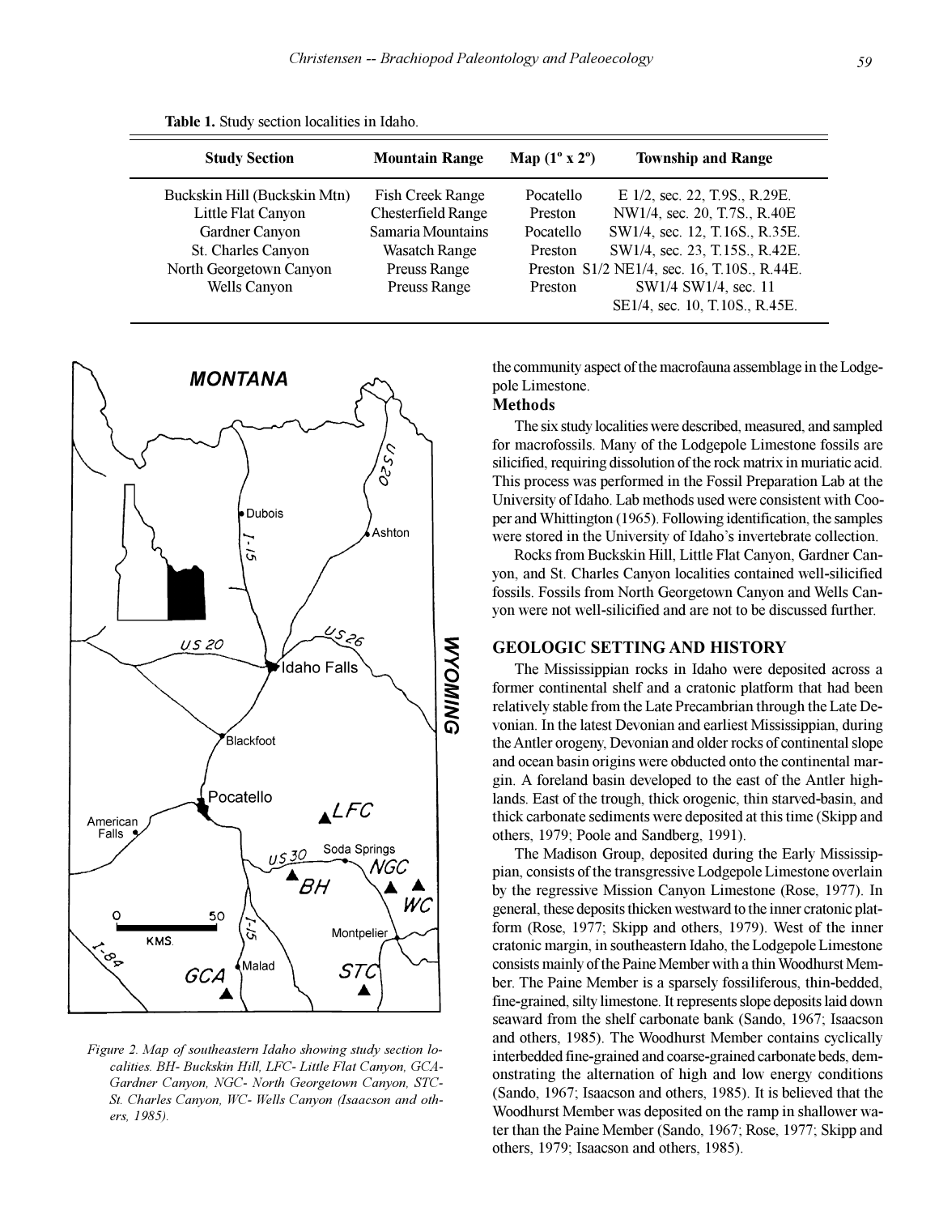**Table 1.** Study section localities in Idaho.

| Study Section | Mountain Range | Map (1º x 2º) | Township and Range |
|---|---|---|---|
| Buckskin Hill (Buckskin Mtn) | Fish Creek Range | Pocatello | E 1/2, sec. 22, T.9S., R.29E. |
| Little Flat Canyon | Chesterfield Range | Preston | NW1/4, sec. 20, T.7S., R.40E |
| Gardner Canyon | Samaria Mountains | Pocatello | SW1/4, sec. 12, T.16S., R.35E. |
| St. Charles Canyon | Wasatch Range | Preston | SW1/4, sec. 23, T.15S., R.42E. |
| North Georgetown Canyon | Preuss Range | Preston | S1/2 NE1/4, sec. 16, T.10S., R.44E. |
| Wells Canyon | Preuss Range | Preston | SW1/4 SW1/4, sec. 11 SE1/4, sec. 10, T.10S., R.45E. |

*Figure 2. Map of southeastern Idaho showing study section localities. BH- Buckskin Hill, LFC- Little Flat Canyon, GCA- Gardner Canyon, NGC- North Georgetown Canyon, STC- St. Charles Canyon, WC- Wells Canyon (Isaacson and others, 1985).*

the community aspect of the macrofauna assemblage in the Lodgepole Limestone.

### Methods

The six study localities were described, measured, and sampled for macrofossils. Many of the Lodgepole Limestone fossils are silicified, requiring dissolution of the rock matrix in muriatic acid. This process was performed in the Fossil Preparation Lab at the University of Idaho. Lab methods used were consistent with Cooper and Whittington (1965). Following identification, the samples were stored in the University of Idaho's invertebrate collection.

Rocks from Buckskin Hill, Little Flat Canyon, Gardner Canyon, and St. Charles Canyon localities contained well-silicified fossils. Fossils from North Georgetown Canyon and Wells Canyon were not well-silicified and are not to be discussed further.

## GEOLOGIC SETTING AND HISTORY

The Mississippian rocks in Idaho were deposited across a former continental shelf and a cratonic platform that had been relatively stable from the Late Precambrian through the Late Devonian. In the latest Devonian and earliest Mississippian, during the Antler orogeny, Devonian and older rocks of continental slope and ocean basin origins were obducted onto the continental margin. A foreland basin developed to the east of the Antler highlands. East of the trough, thick orogenic, thin starved-basin, and thick carbonate sediments were deposited at this time (Skipp and others, 1979; Poole and Sandberg, 1991).

The Madison Group, deposited during the Early Mississippian, consists of the transgressive Lodgepole Limestone overlain by the regressive Mission Canyon Limestone (Rose, 1977). In general, these deposits thicken westward to the inner cratonic platform (Rose, 1977; Skipp and others, 1979). West of the inner cratonic margin, in southeastern Idaho, the Lodgepole Limestone consists mainly of the Paine Member with a thin Woodhurst Member. The Paine Member is a sparsely fossiliferous, thin-bedded, fine-grained, silty limestone. It represents slope deposits laid down seaward from the shelf carbonate bank (Sando, 1967; Isaacson and others, 1985). The Woodhurst Member contains cyclically interbedded fine-grained and coarse-grained carbonate beds, demonstrating the alternation of high and low energy conditions (Sando, 1967; Isaacson and others, 1985). It is believed that the Woodhurst Member was deposited on the ramp in shallower water than the Paine Member (Sando, 1967; Rose, 1977; Skipp and others, 1979; Isaacson and others, 1985).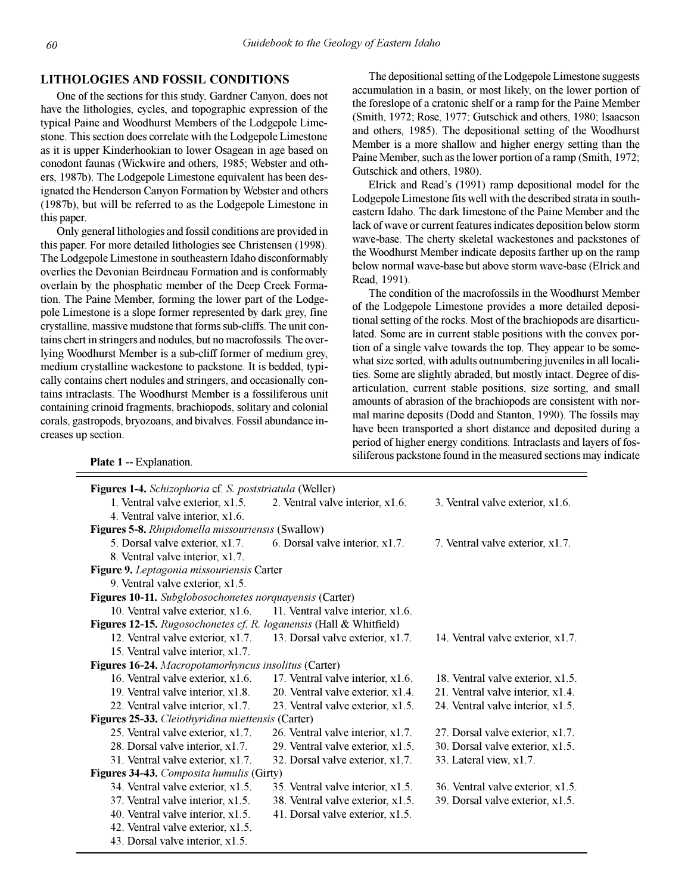## LITHOLOGIES AND FOSSIL CONDITIONS

One of the sections for this study, Gardner Canyon, does not have the lithologies, cycles, and topographic expression of the typical Paine and Woodhurst Members of the Lodgepole Limestone. This section does correlate with the Lodgepole Limestone as it is upper Kinderhookian to lower Osagean in age based on conodont faunas (Wickwire and others, 1985; Webster and others, 1987b). The Lodgepole Limestone equivalent has been designated the Henderson Canyon Formation by Webster and others (1987b), but will be referred to as the Lodgepole Limestone in this paper.

Only general lithologies and fossil conditions are provided in this paper. For more detailed lithologies see Christensen (1998). The Lodgepole Limestone in southeastern Idaho disconformably overlies the Devonian Beirdneau Formation and is conformably overlain by the phosphatic member of the Deep Creek Formation. The Paine Member, forming the lower part of the Lodgepole Limestone is a slope former represented by dark grey, fine crystalline, massive mudstone that forms sub-cliffs. The unit contains chert in stringers and nodules, but no macrofossils. The overlying Woodhurst Member is a sub-cliff former of medium grey, medium crystalline wackestone to packstone. It is bedded, typically contains chert nodules and stringers, and occasionally contains intraclasts. The Woodhurst Member is a fossiliferous unit containing crinoid fragments, brachiopods, solitary and colonial corals, gastropods, bryozoans, and bivalves. Fossil abundance increases up section.

The depositional setting of the Lodgepole Limestone suggests accumulation in a basin, or most likely, on the lower portion of the foreslope of a cratonic shelf or a ramp for the Paine Member (Smith, 1972; Rose, 1977; Gutschick and others, 1980; Isaacson and others, 1985). The depositional setting of the Woodhurst Member is a more shallow and higher energy setting than the Paine Member, such as the lower portion of a ramp (Smith, 1972; Gutschick and others, 1980).

Elrick and Read's (1991) ramp depositional model for the Lodgepole Limestone fits well with the described strata in southeastern Idaho. The dark limestone of the Paine Member and the lack of wave or current features indicates deposition below storm wave-base. The cherty skeletal wackestones and packstones of the Woodhurst Member indicate deposits farther up on the ramp below normal wave-base but above storm wave-base (Elrick and Read, 1991).

The condition of the macrofossils in the Woodhurst Member of the Lodgepole Limestone provides a more detailed depositional setting of the rocks. Most of the brachiopods are disarticulated. Some are in current stable positions with the convex portion of a single valve towards the top. They appear to be somewhat size sorted, with adults outnumbering juveniles in all localities. Some are slightly abraded, but mostly intact. Degree of disarticulation, current stable positions, size sorting, and small amounts of abrasion of the brachiopods are consistent with normal marine deposits (Dodd and Stanton, 1990). The fossils may have been transported a short distance and deposited during a period of higher energy conditions. Intraclasts and layers of fossiliferous packstone found in the measured sections may indicate

**Plate 1 --** Explanation.

**Figures 1-4.** *Schizophoria* cf. *S. poststriatula* (Weller)
1. Ventral valve exterior, x1.5. 2. Ventral valve interior, x1.6. 3. Ventral valve exterior, x1.6. 4. Ventral valve interior, x1.6.

**Figures 5-8.** *Rhipidomella missouriensis* (Swallow)
5. Dorsal valve exterior, x1.7. 6. Dorsal valve interior, x1.7. 7. Ventral valve exterior, x1.7. 8. Ventral valve interior, x1.7.

**Figure 9.** *Leptagonia missouriensis* Carter
9. Ventral valve exterior, x1.5.

**Figures 10-11.** *Subglobosochonetes norquayensis* (Carter)
10. Ventral valve exterior, x1.6. 11. Ventral valve interior, x1.6.

**Figures 12-15.** *Rugosochonetes cf. R. loganensis* (Hall & Whitfield)
12. Ventral valve exterior, x1.7. 13. Dorsal valve exterior, x1.7. 14. Ventral valve exterior, x1.7. 15. Ventral valve interior, x1.7.

**Figures 16-24.** *Macropotamorhyncus insolitus* (Carter)
16. Ventral valve exterior, x1.6. 17. Ventral valve interior, x1.6. 18. Ventral valve exterior, x1.5. 19. Ventral valve interior, x1.8. 20. Ventral valve exterior, x1.4. 21. Ventral valve interior, x1.4. 22. Ventral valve interior, x1.7. 23. Ventral valve exterior, x1.5. 24. Ventral valve interior, x1.5.

**Figures 25-33.** *Cleiothyridina miettensis* (Carter)
25. Ventral valve exterior, x1.7. 26. Ventral valve interior, x1.7. 27. Dorsal valve exterior, x1.7. 28. Dorsal valve interior, x1.7. 29. Ventral valve exterior, x1.5. 30. Dorsal valve exterior, x1.5. 31. Ventral valve exterior, x1.7. 32. Dorsal valve exterior, x1.7. 33. Lateral view, x1.7.

**Figures 34-43.** *Composita humulis* (Girty)
34. Ventral valve exterior, x1.5. 35. Ventral valve interior, x1.5. 36. Ventral valve exterior, x1.5. 37. Ventral valve interior, x1.5. 38. Ventral valve exterior, x1.5. 39. Dorsal valve exterior, x1.5. 40. Ventral valve interior, x1.5. 41. Dorsal valve exterior, x1.5. 42. Ventral valve exterior, x1.5. 43. Dorsal valve interior, x1.5.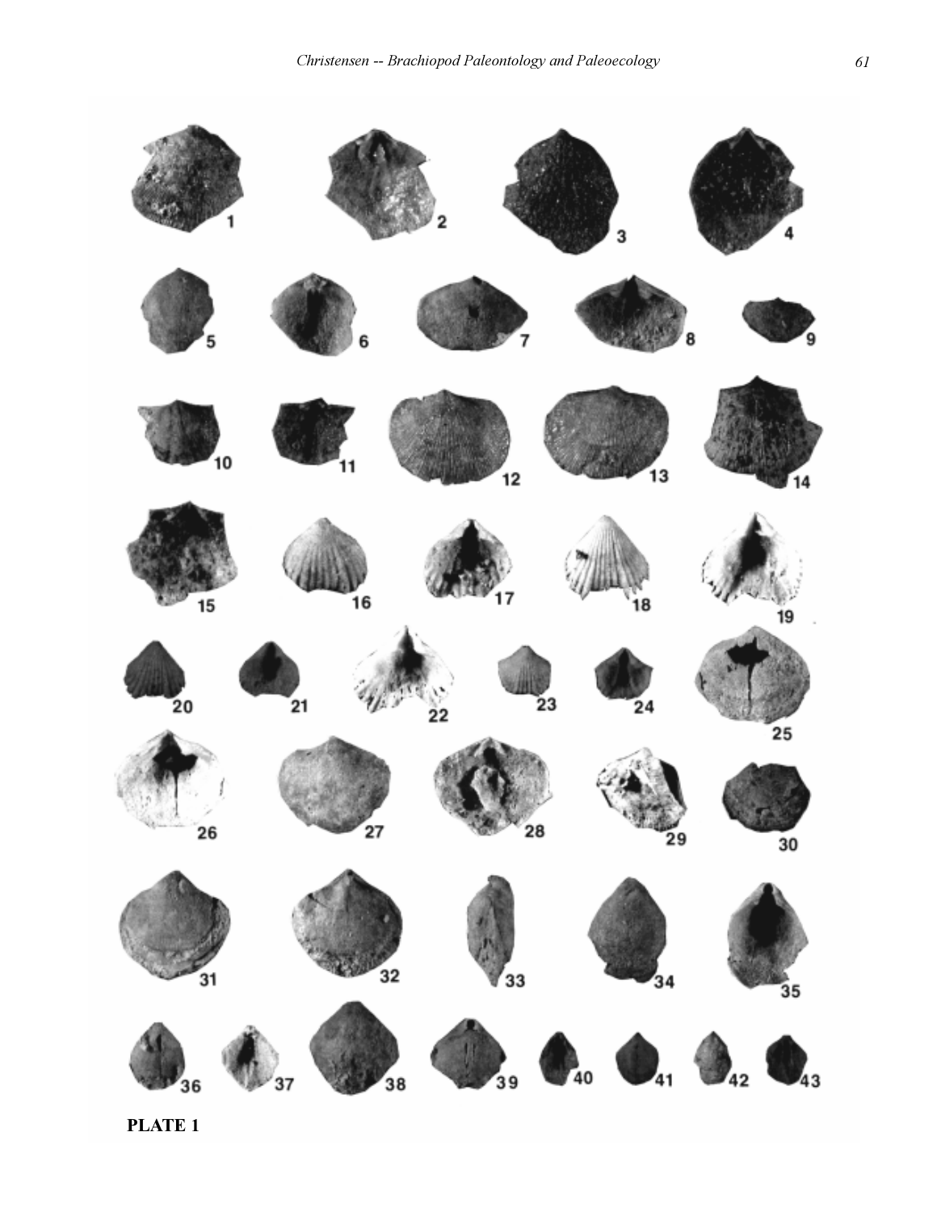**PLATE 1**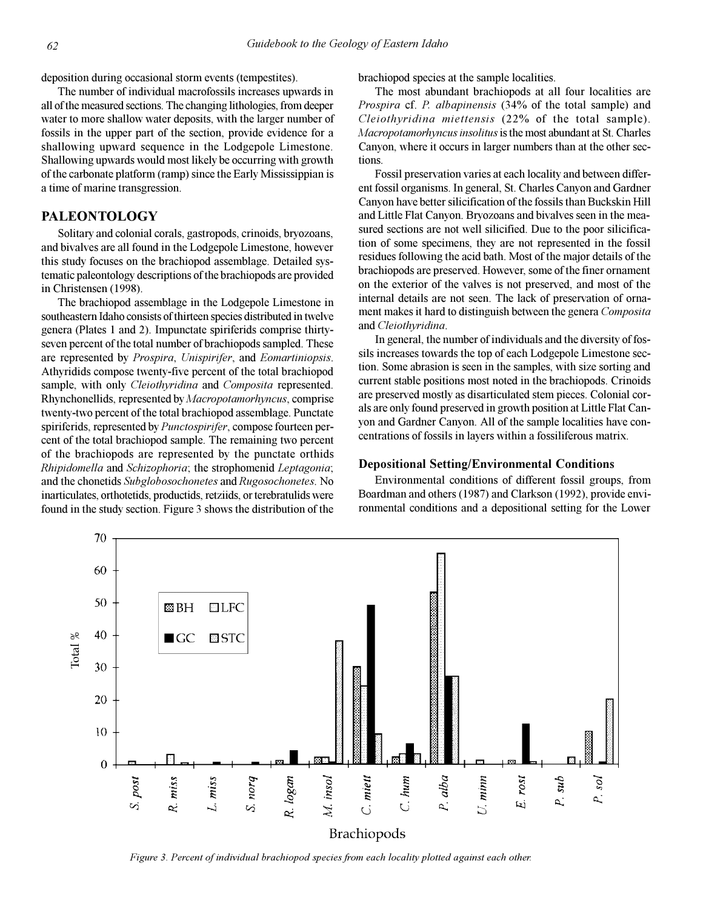deposition during occasional storm events (tempestites).

The number of individual macrofossils increases upwards in all of the measured sections. The changing lithologies, from deeper water to more shallow water deposits, with the larger number of fossils in the upper part of the section, provide evidence for a shallowing upward sequence in the Lodgepole Limestone. Shallowing upwards would most likely be occurring with growth of the carbonate platform (ramp) since the Early Mississippian is a time of marine transgression.

## PALEONTOLOGY

Solitary and colonial corals, gastropods, crinoids, bryozoans, and bivalves are all found in the Lodgepole Limestone, however this study focuses on the brachiopod assemblage. Detailed systematic paleontology descriptions of the brachiopods are provided in Christensen (1998).

The brachiopod assemblage in the Lodgepole Limestone in southeastern Idaho consists of thirteen species distributed in twelve genera (Plates 1 and 2). Impunctate spiriferids comprise thirty-seven percent of the total number of brachiopods sampled. These are represented by *Prospira*, *Unispirifer*, and *Eomartiniopsis*. Athyridids compose twenty-five percent of the total brachiopod sample, with only *Cleiothyridina* and *Composita* represented. Rhynchonellids, represented by *Macropotamorhyncus*, comprise twenty-two percent of the total brachiopod assemblage. Punctate spiriferids, represented by *Punctospirifer*, compose fourteen percent of the total brachiopod sample. The remaining two percent of the brachiopods are represented by the punctate orthids *Rhipidomella* and *Schizophoria*; the strophomenid *Leptagonia*; and the chonetids *Subglobosochonetes* and *Rugosochonetes*. No inarticulates, orthotetids, productids, retziids, or terebratulids were found in the study section. Figure 3 shows the distribution of the brachiopod species at the sample localities.

The most abundant brachiopods at all four localities are *Prospira* cf. *P. albapinensis* (34% of the total sample) and *Cleiothyridina miettensis* (22% of the total sample). *Macropotamorhyncus insolitus* is the most abundant at St. Charles Canyon, where it occurs in larger numbers than at the other sections.

Fossil preservation varies at each locality and between different fossil organisms. In general, St. Charles Canyon and Gardner Canyon have better silicification of the fossils than Buckskin Hill and Little Flat Canyon. Bryozoans and bivalves seen in the measured sections are not well silicified. Due to the poor silicification of some specimens, they are not represented in the fossil residues following the acid bath. Most of the major details of the brachiopods are preserved. However, some of the finer ornament on the exterior of the valves is not preserved, and most of the internal details are not seen. The lack of preservation of ornament makes it hard to distinguish between the genera *Composita* and *Cleiothyridina*.

In general, the number of individuals and the diversity of fossils increases towards the top of each Lodgepole Limestone section. Some abrasion is seen in the samples, with size sorting and current stable positions most noted in the brachiopods. Crinoids are preserved mostly as disarticulated stem pieces. Colonial corals are only found preserved in growth position at Little Flat Canyon and Gardner Canyon. All of the sample localities have concentrations of fossils in layers within a fossiliferous matrix.

### Depositional Setting/Environmental Conditions

Environmental conditions of different fossil groups, from Boardman and others (1987) and Clarkson (1992), provide environmental conditions and a depositional setting for the Lower

*Figure 3. Percent of individual brachiopod species from each locality plotted against each other.*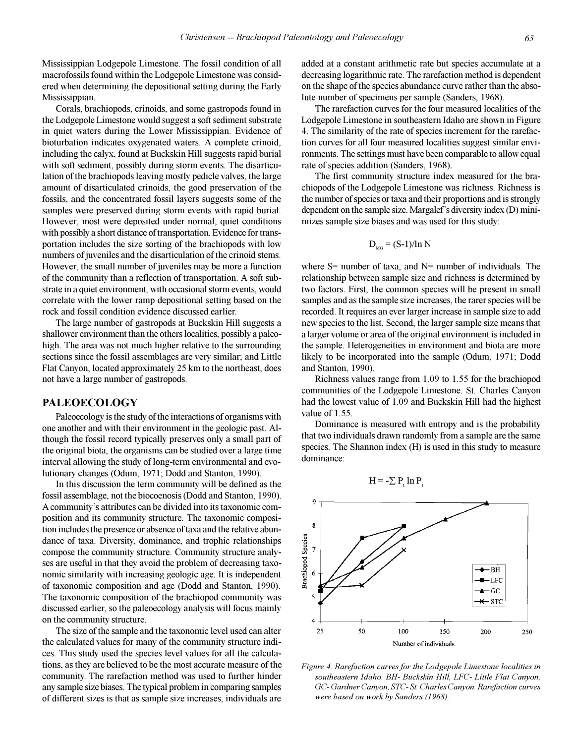Mississippian Lodgepole Limestone. The fossil condition of all macrofossils found within the Lodgepole Limestone was considered when determining the depositional setting during the Early Mississippian.

Corals, brachiopods, crinoids, and some gastropods found in the Lodgepole Limestone would suggest a soft sediment substrate in quiet waters during the Lower Mississippian. Evidence of bioturbation indicates oxygenated waters. A complete crinoid, including the calyx, found at Buckskin Hill suggests rapid burial with soft sediment, possibly during storm events. The disarticulation of the brachiopods leaving mostly pedicle valves, the large amount of disarticulated crinoids, the good preservation of the fossils, and the concentrated fossil layers suggests some of the samples were preserved during storm events with rapid burial. However, most were deposited under normal, quiet conditions with possibly a short distance of transportation. Evidence for transportation includes the size sorting of the brachiopods with low numbers of juveniles and the disarticulation of the crinoid stems. However, the small number of juveniles may be more a function of the community than a reflection of transportation. A soft substrate in a quiet environment, with occasional storm events, would correlate with the lower ramp depositional setting based on the rock and fossil condition evidence discussed earlier.

The large number of gastropods at Buckskin Hill suggests a shallower environment than the others localities, possibly a paleohigh. The area was not much higher relative to the surrounding sections since the fossil assemblages are very similar; and Little Flat Canyon, located approximately 25 km to the northeast, does not have a large number of gastropods.

## PALEOECOLOGY

Paleoecology is the study of the interactions of organisms with one another and with their environment in the geologic past. Although the fossil record typically preserves only a small part of the original biota, the organisms can be studied over a large time interval allowing the study of long-term environmental and evolutionary changes (Odum, 1971; Dodd and Stanton, 1990).

In this discussion the term community will be defined as the fossil assemblage, not the biocoenosis (Dodd and Stanton, 1990). A community's attributes can be divided into its taxonomic composition and its community structure. The taxonomic composition includes the presence or absence of taxa and the relative abundance of taxa. Diversity, dominance, and trophic relationships compose the community structure. Community structure analyses are useful in that they avoid the problem of decreasing taxonomic similarity with increasing geologic age. It is independent of taxonomic composition and age (Dodd and Stanton, 1990). The taxonomic composition of the brachiopod community was discussed earlier, so the paleoecology analysis will focus mainly on the community structure.

The size of the sample and the taxonomic level used can alter the calculated values for many of the community structure indices. This study used the species level values for all the calculations, as they are believed to be the most accurate measure of the community. The rarefaction method was used to further hinder any sample size biases. The typical problem in comparing samples of different sizes is that as sample size increases, individuals are added at a constant arithmetic rate but species accumulate at a decreasing logarithmic rate. The rarefaction method is dependent on the shape of the species abundance curve rather than the absolute number of specimens per sample (Sanders, 1968).

The rarefaction curves for the four measured localities of the Lodgepole Limestone in southeastern Idaho are shown in Figure 4. The similarity of the rate of species increment for the rarefaction curves for all four measured localities suggest similar environments. The settings must have been comparable to allow equal rate of species addition (Sanders, 1968).

The first community structure index measured for the brachiopods of the Lodgepole Limestone was richness. Richness is the number of species or taxa and their proportions and is strongly dependent on the sample size. Margalef's diversity index (D) minimizes sample size biases and was used for this study:

$$D_{MG} = (S-1)/\ln N$$

where S= number of taxa, and N= number of individuals. The relationship between sample size and richness is determined by two factors. First, the common species will be present in small samples and as the sample size increases, the rarer species will be recorded. It requires an ever larger increase in sample size to add new species to the list. Second, the larger sample size means that a larger volume or area of the original environment is included in the sample. Heterogeneities in environment and biota are more likely to be incorporated into the sample (Odum, 1971; Dodd and Stanton, 1990).

Richness values range from 1.09 to 1.55 for the brachiopod communities of the Lodgepole Limestone. St. Charles Canyon had the lowest value of 1.09 and Buckskin Hill had the highest value of 1.55.

Dominance is measured with entropy and is the probability that two individuals drawn randomly from a sample are the same species. The Shannon index (H) is used in this study to measure dominance:

$$H = -\sum P_i \ln P_i$$

*Figure 4. Rarefaction curves for the Lodgepole Limestone localities in southeastern Idaho. BH- Buckskin Hill, LFC- Little Flat Canyon, GC- Gardner Canyon, STC- St. Charles Canyon. Rarefaction curves were based on work by Sanders (1968).*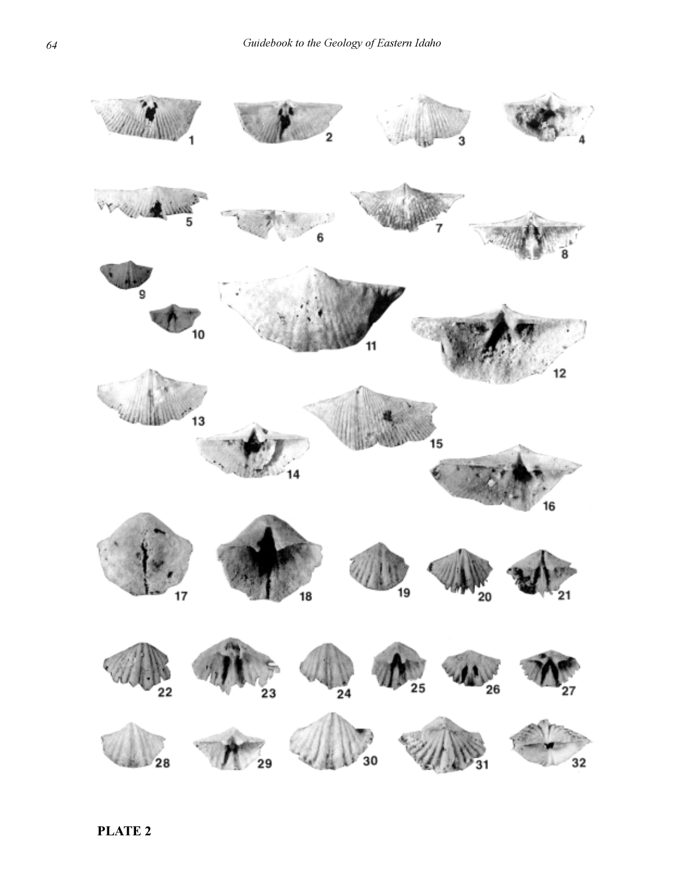**PLATE 2**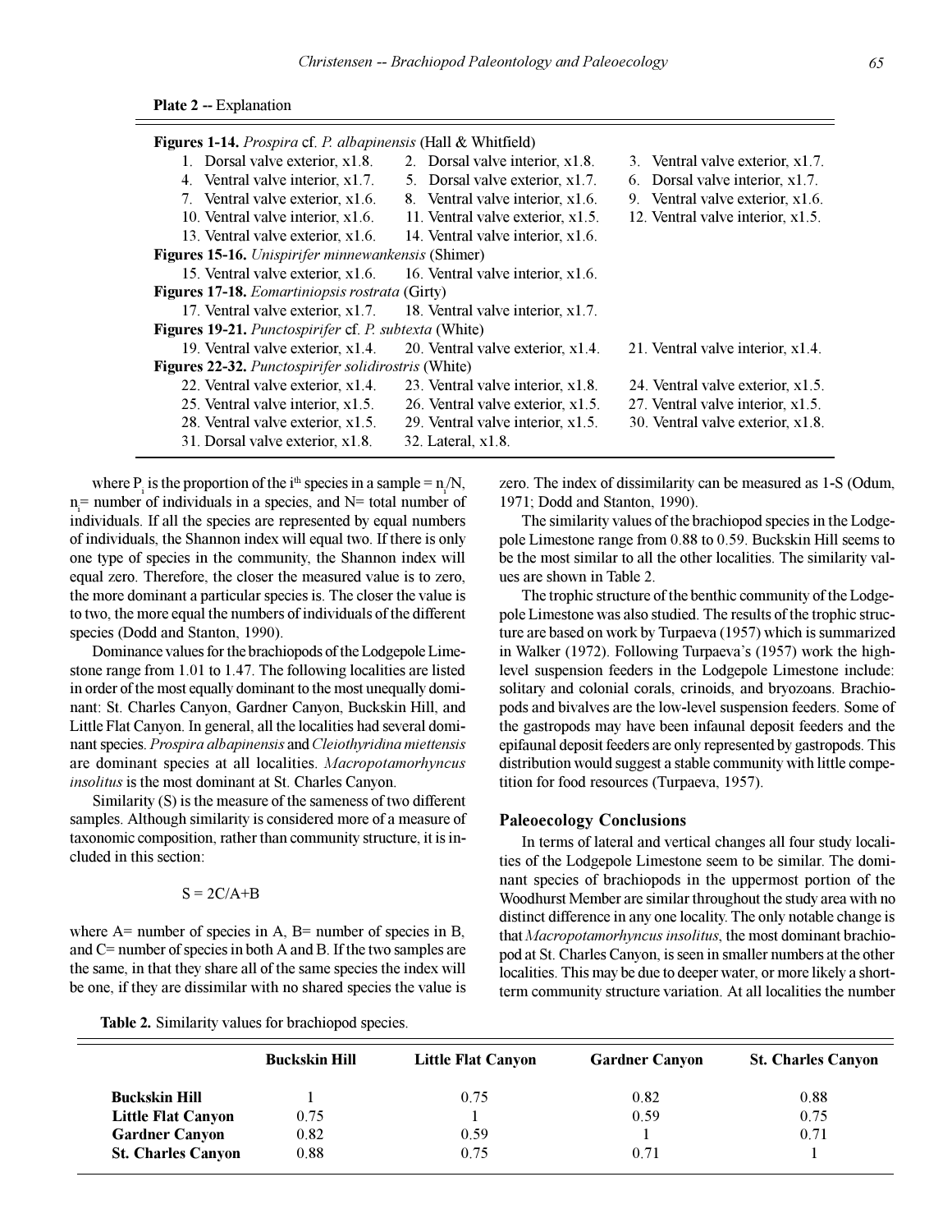**Plate 2** -- Explanation

**Figures 1-14.** *Prospira* cf. *P. albapinensis* (Hall & Whitfield)
1. Dorsal valve exterior, x1.8.
2. Dorsal valve interior, x1.8.
3. Ventral valve exterior, x1.7.
4. Ventral valve interior, x1.7.
5. Dorsal valve exterior, x1.7.
6. Dorsal valve interior, x1.7.
7. Ventral valve exterior, x1.6.
8. Ventral valve interior, x1.6.
9. Ventral valve exterior, x1.6.
10. Ventral valve interior, x1.6.
11. Ventral valve exterior, x1.5.
12. Ventral valve interior, x1.5.
13. Ventral valve exterior, x1.6.
14. Ventral valve interior, x1.6.

**Figures 15-16.** *Unispirifer minnewankensis* (Shimer)
15. Ventral valve exterior, x1.6.
16. Ventral valve interior, x1.6.

**Figures 17-18.** *Eomartiniopsis rostrata* (Girty)
17. Ventral valve exterior, x1.7.
18. Ventral valve interior, x1.7.

**Figures 19-21.** *Punctospirifer* cf. *P. subtexta* (White)
19. Ventral valve exterior, x1.4.
20. Ventral valve exterior, x1.4.
21. Ventral valve interior, x1.4.

**Figures 22-32.** *Punctospirifer solidirostris* (White)
22. Ventral valve exterior, x1.4.
23. Ventral valve interior, x1.8.
24. Ventral valve exterior, x1.5.
25. Ventral valve interior, x1.5.
26. Ventral valve exterior, x1.5.
27. Ventral valve interior, x1.5.
28. Ventral valve exterior, x1.5.
29. Ventral valve interior, x1.5.
30. Ventral valve exterior, x1.8.
31. Dorsal valve exterior, x1.8.
32. Lateral, x1.8.

where $P_i$ is the proportion of the i[th] species in a sample = $n_i/N$, $n_i$= number of individuals in a species, and N= total number of individuals. If all the species are represented by equal numbers of individuals, the Shannon index will equal two. If there is only one type of species in the community, the Shannon index will equal zero. Therefore, the closer the measured value is to zero, the more dominant a particular species is. The closer the value is to two, the more equal the numbers of individuals of the different species (Dodd and Stanton, 1990).

Dominance values for the brachiopods of the Lodgepole Limestone range from 1.01 to 1.47. The following localities are listed in order of the most equally dominant to the most unequally dominant: St. Charles Canyon, Gardner Canyon, Buckskin Hill, and Little Flat Canyon. In general, all the localities had several dominant species. *Prospira albapinensis* and *Cleiothyridina miettensis* are dominant species at all localities. *Macropotamorhyncus insolitus* is the most dominant at St. Charles Canyon.

Similarity (S) is the measure of the sameness of two different samples. Although similarity is considered more of a measure of taxonomic composition, rather than community structure, it is included in this section:

$$S = 2C/A+B$$

where A= number of species in A, B= number of species in B, and C= number of species in both A and B. If the two samples are the same, in that they share all of the same species the index will be one, if they are dissimilar with no shared species the value is zero. The index of dissimilarity can be measured as 1-S (Odum, 1971; Dodd and Stanton, 1990).

The similarity values of the brachiopod species in the Lodgepole Limestone range from 0.88 to 0.59. Buckskin Hill seems to be the most similar to all the other localities. The similarity values are shown in Table 2.

The trophic structure of the benthic community of the Lodgepole Limestone was also studied. The results of the trophic structure are based on work by Turpaeva (1957) which is summarized in Walker (1972). Following Turpaeva's (1957) work the high-level suspension feeders in the Lodgepole Limestone include: solitary and colonial corals, crinoids, and bryozoans. Brachiopods and bivalves are the low-level suspension feeders. Some of the gastropods may have been infaunal deposit feeders and the epifaunal deposit feeders are only represented by gastropods. This distribution would suggest a stable community with little competition for food resources (Turpaeva, 1957).

## Paleoecology Conclusions

In terms of lateral and vertical changes all four study localities of the Lodgepole Limestone seem to be similar. The dominant species of brachiopods in the uppermost portion of the Woodhurst Member are similar throughout the study area with no distinct difference in any one locality. The only notable change is that *Macropotamorhyncus insolitus*, the most dominant brachiopod at St. Charles Canyon, is seen in smaller numbers at the other localities. This may be due to deeper water, or more likely a short-term community structure variation. At all localities the number

**Table 2.** Similarity values for brachiopod species.

| | Buckskin Hill | Little Flat Canyon | Gardner Canyon | St. Charles Canyon |
|---|---|---|---|---|
| **Buckskin Hill** | 1 | 0.75 | 0.82 | 0.88 |
| **Little Flat Canyon** | 0.75 | 1 | 0.59 | 0.75 |
| **Gardner Canyon** | 0.82 | 0.59 | 1 | 0.71 |
| **St. Charles Canyon** | 0.88 | 0.75 | 0.71 | 1 |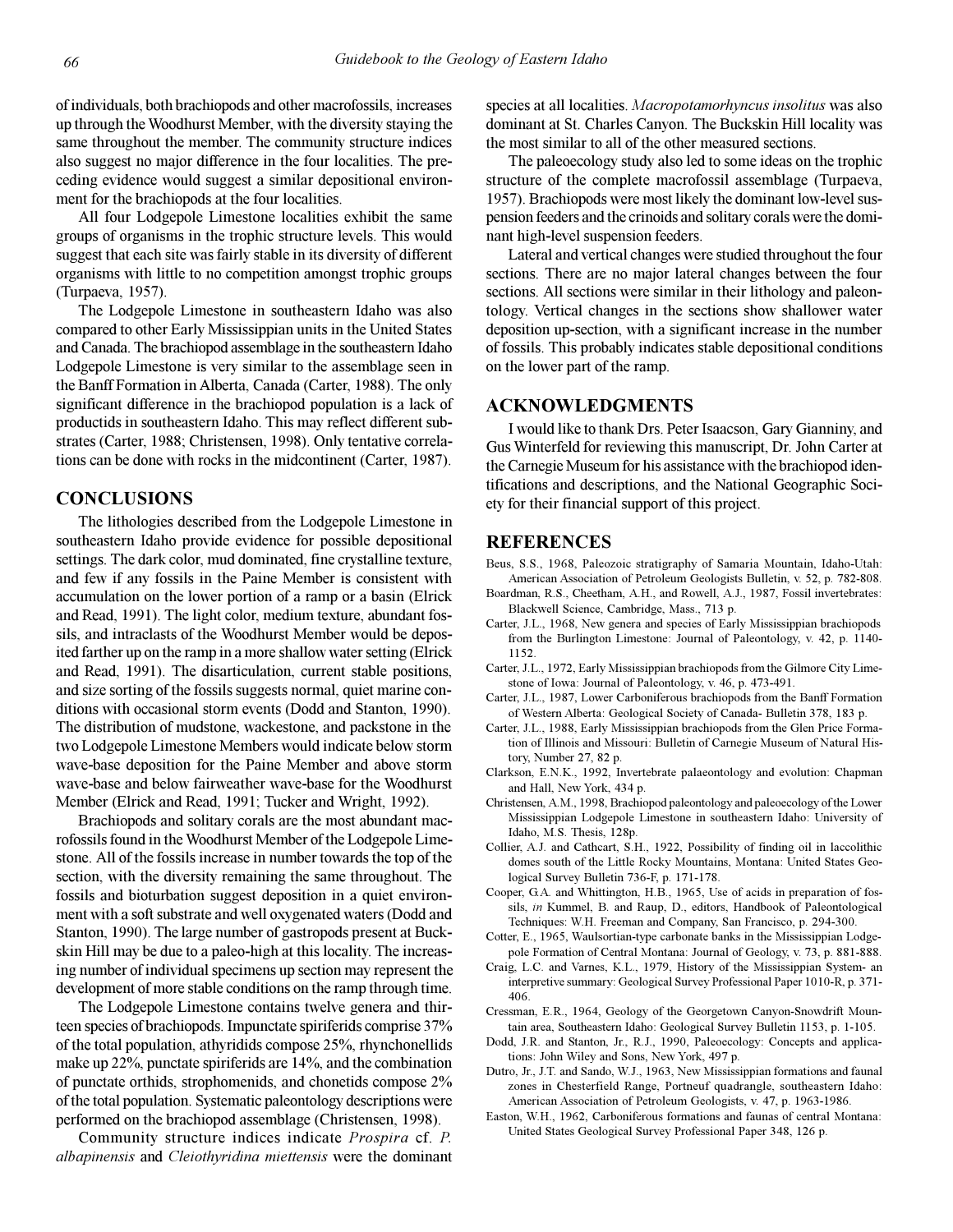of individuals, both brachiopods and other macrofossils, increases up through the Woodhurst Member, with the diversity staying the same throughout the member. The community structure indices also suggest no major difference in the four localities. The preceding evidence would suggest a similar depositional environment for the brachiopods at the four localities.

All four Lodgepole Limestone localities exhibit the same groups of organisms in the trophic structure levels. This would suggest that each site was fairly stable in its diversity of different organisms with little to no competition amongst trophic groups (Turpaeva, 1957).

The Lodgepole Limestone in southeastern Idaho was also compared to other Early Mississippian units in the United States and Canada. The brachiopod assemblage in the southeastern Idaho Lodgepole Limestone is very similar to the assemblage seen in the Banff Formation in Alberta, Canada (Carter, 1988). The only significant difference in the brachiopod population is a lack of productids in southeastern Idaho. This may reflect different substrates (Carter, 1988; Christensen, 1998). Only tentative correlations can be done with rocks in the midcontinent (Carter, 1987).

## CONCLUSIONS

The lithologies described from the Lodgepole Limestone in southeastern Idaho provide evidence for possible depositional settings. The dark color, mud dominated, fine crystalline texture, and few if any fossils in the Paine Member is consistent with accumulation on the lower portion of a ramp or a basin (Elrick and Read, 1991). The light color, medium texture, abundant fossils, and intraclasts of the Woodhurst Member would be deposited farther up on the ramp in a more shallow water setting (Elrick and Read, 1991). The disarticulation, current stable positions, and size sorting of the fossils suggests normal, quiet marine conditions with occasional storm events (Dodd and Stanton, 1990). The distribution of mudstone, wackestone, and packstone in the two Lodgepole Limestone Members would indicate below storm wave-base deposition for the Paine Member and above storm wave-base and below fairweather wave-base for the Woodhurst Member (Elrick and Read, 1991; Tucker and Wright, 1992).

Brachiopods and solitary corals are the most abundant macrofossils found in the Woodhurst Member of the Lodgepole Limestone. All of the fossils increase in number towards the top of the section, with the diversity remaining the same throughout. The fossils and bioturbation suggest deposition in a quiet environment with a soft substrate and well oxygenated waters (Dodd and Stanton, 1990). The large number of gastropods present at Buckskin Hill may be due to a paleo-high at this locality. The increasing number of individual specimens up section may represent the development of more stable conditions on the ramp through time.

The Lodgepole Limestone contains twelve genera and thirteen species of brachiopods. Impunctate spiriferids comprise 37% of the total population, athyridids compose 25%, rhynchonellids make up 22%, punctate spiriferids are 14%, and the combination of punctate orthids, strophomenids, and chonetids compose 2% of the total population. Systematic paleontology descriptions were performed on the brachiopod assemblage (Christensen, 1998).

Community structure indices indicate *Prospira* cf. *P. albapinensis* and *Cleiothyridina miettensis* were the dominant species at all localities. *Macropotamorhyncus insolitus* was also dominant at St. Charles Canyon. The Buckskin Hill locality was the most similar to all of the other measured sections.

The paleoecology study also led to some ideas on the trophic structure of the complete macrofossil assemblage (Turpaeva, 1957). Brachiopods were most likely the dominant low-level suspension feeders and the crinoids and solitary corals were the dominant high-level suspension feeders.

Lateral and vertical changes were studied throughout the four sections. There are no major lateral changes between the four sections. All sections were similar in their lithology and paleontology. Vertical changes in the sections show shallower water deposition up-section, with a significant increase in the number of fossils. This probably indicates stable depositional conditions on the lower part of the ramp.

## ACKNOWLEDGMENTS

I would like to thank Drs. Peter Isaacson, Gary Gianniny, and Gus Winterfeld for reviewing this manuscript, Dr. John Carter at the Carnegie Museum for his assistance with the brachiopod identifications and descriptions, and the National Geographic Society for their financial support of this project.

## REFERENCES

Beus, S.S., 1968, Paleozoic stratigraphy of Samaria Mountain, Idaho-Utah: American Association of Petroleum Geologists Bulletin, v. 52, p. 782-808.

Boardman, R.S., Cheetham, A.H., and Rowell, A.J., 1987, Fossil invertebrates: Blackwell Science, Cambridge, Mass., 713 p.

Carter, J.L., 1968, New genera and species of Early Mississippian brachiopods from the Burlington Limestone: Journal of Paleontology, v. 42, p. 1140-1152.

Carter, J.L., 1972, Early Mississippian brachiopods from the Gilmore City Limestone of Iowa: Journal of Paleontology, v. 46, p. 473-491.

Carter, J.L., 1987, Lower Carboniferous brachiopods from the Banff Formation of Western Alberta: Geological Society of Canada- Bulletin 378, 183 p.

Carter, J.L., 1988, Early Mississippian brachiopods from the Glen Price Formation of Illinois and Missouri: Bulletin of Carnegie Museum of Natural History, Number 27, 82 p.

Clarkson, E.N.K., 1992, Invertebrate palaeontology and evolution: Chapman and Hall, New York, 434 p.

Christensen, A.M., 1998, Brachiopod paleontology and paleoecology of the Lower Mississippian Lodgepole Limestone in southeastern Idaho: University of Idaho, M.S. Thesis, 128p.

Collier, A.J. and Cathcart, S.H., 1922, Possibility of finding oil in laccolithic domes south of the Little Rocky Mountains, Montana: United States Geological Survey Bulletin 736-F, p. 171-178.

Cooper, G.A. and Whittington, H.B., 1965, Use of acids in preparation of fossils, *in* Kummel, B. and Raup, D., editors, Handbook of Paleontological Techniques: W.H. Freeman and Company, San Francisco, p. 294-300.

Cotter, E., 1965, Waulsortian-type carbonate banks in the Mississippian Lodgepole Formation of Central Montana: Journal of Geology, v. 73, p. 881-888.

Craig, L.C. and Varnes, K.L., 1979, History of the Mississippian System- an interpretive summary: Geological Survey Professional Paper 1010-R, p. 371-406.

Cressman, E.R., 1964, Geology of the Georgetown Canyon-Snowdrift Mountain area, Southeastern Idaho: Geological Survey Bulletin 1153, p. 1-105.

Dodd, J.R. and Stanton, Jr., R.J., 1990, Paleoecology: Concepts and applications: John Wiley and Sons, New York, 497 p.

Dutro, Jr., J.T. and Sando, W.J., 1963, New Mississippian formations and faunal zones in Chesterfield Range, Portneuf quadrangle, southeastern Idaho: American Association of Petroleum Geologists, v. 47, p. 1963-1986.

Easton, W.H., 1962, Carboniferous formations and faunas of central Montana: United States Geological Survey Professional Paper 348, 126 p.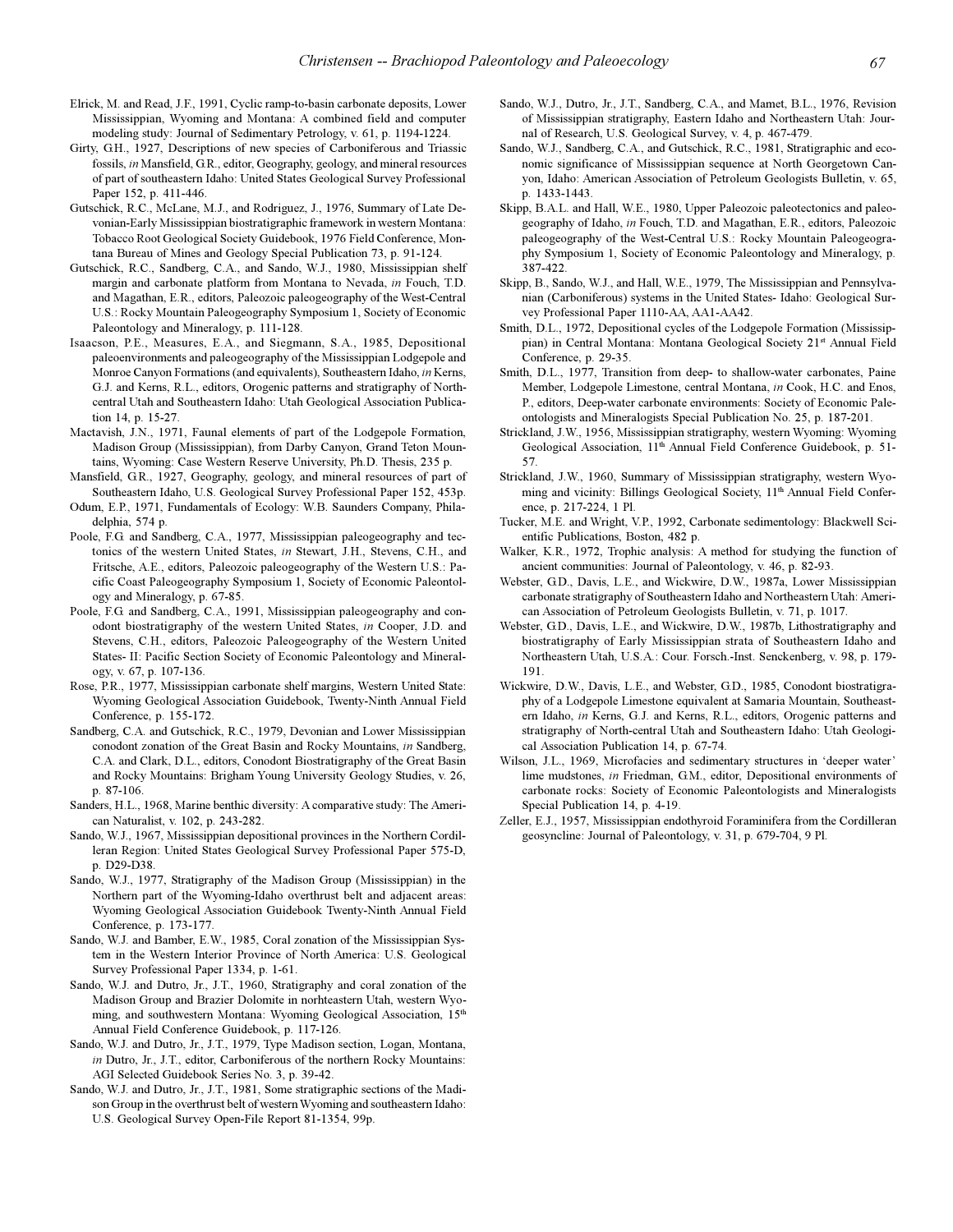Elrick, M. and Read, J.F., 1991, Cyclic ramp-to-basin carbonate deposits, Lower Mississippian, Wyoming and Montana: A combined field and computer modeling study: Journal of Sedimentary Petrology, v. 61, p. 1194-1224.

Girty, G.H., 1927, Descriptions of new species of Carboniferous and Triassic fossils, *in* Mansfield, G.R., editor, Geography, geology, and mineral resources of part of southeastern Idaho: United States Geological Survey Professional Paper 152, p. 411-446.

Gutschick, R.C., McLane, M.J., and Rodriguez, J., 1976, Summary of Late Devonian-Early Mississippian biostratigraphic framework in western Montana: Tobacco Root Geological Society Guidebook, 1976 Field Conference, Montana Bureau of Mines and Geology Special Publication 73, p. 91-124.

Gutschick, R.C., Sandberg, C.A., and Sando, W.J., 1980, Mississippian shelf margin and carbonate platform from Montana to Nevada, *in* Fouch, T.D. and Magathan, E.R., editors, Paleozoic paleogeography of the West-Central U.S.: Rocky Mountain Paleogeography Symposium 1, Society of Economic Paleontology and Mineralogy, p. 111-128.

Isaacson, P.E., Measures, E.A., and Siegmann, S.A., 1985, Depositional paleoenvironments and paleogeography of the Mississippian Lodgepole and Monroe Canyon Formations (and equivalents), Southeastern Idaho, *in* Kerns, G.J. and Kerns, R.L., editors, Orogenic patterns and stratigraphy of North-central Utah and Southeastern Idaho: Utah Geological Association Publication 14, p. 15-27.

Mactavish, J.N., 1971, Faunal elements of part of the Lodgepole Formation, Madison Group (Mississippian), from Darby Canyon, Grand Teton Mountains, Wyoming: Case Western Reserve University, Ph.D. Thesis, 235 p.

Mansfield, G.R., 1927, Geography, geology, and mineral resources of part of Southeastern Idaho, U.S. Geological Survey Professional Paper 152, 453p.

Odum, E.P., 1971, Fundamentals of Ecology: W.B. Saunders Company, Philadelphia, 574 p.

Poole, F.G. and Sandberg, C.A., 1977, Mississippian paleogeography and tectonics of the western United States, *in* Stewart, J.H., Stevens, C.H., and Fritsche, A.E., editors, Paleozoic paleogeography of the Western U.S.: Pacific Coast Paleogeography Symposium 1, Society of Economic Paleontology and Mineralogy, p. 67-85.

Poole, F.G. and Sandberg, C.A., 1991, Mississippian paleogeography and conodont biostratigraphy of the western United States, *in* Cooper, J.D. and Stevens, C.H., editors, Paleozoic Paleogeography of the Western United States- II: Pacific Section Society of Economic Paleontology and Mineralogy, v. 67, p. 107-136.

Rose, P.R., 1977, Mississippian carbonate shelf margins, Western United State: Wyoming Geological Association Guidebook, Twenty-Ninth Annual Field Conference, p. 155-172.

Sandberg, C.A. and Gutschick, R.C., 1979, Devonian and Lower Mississippian conodont zonation of the Great Basin and Rocky Mountains, *in* Sandberg, C.A. and Clark, D.L., editors, Conodont Biostratigraphy of the Great Basin and Rocky Mountains: Brigham Young University Geology Studies, v. 26, p. 87-106.

Sanders, H.L., 1968, Marine benthic diversity: A comparative study: The American Naturalist, v. 102, p. 243-282.

Sando, W.J., 1967, Mississippian depositional provinces in the Northern Cordilleran Region: United States Geological Survey Professional Paper 575-D, p. D29-D38.

Sando, W.J., 1977, Stratigraphy of the Madison Group (Mississippian) in the Northern part of the Wyoming-Idaho overthrust belt and adjacent areas: Wyoming Geological Association Guidebook Twenty-Ninth Annual Field Conference, p. 173-177.

Sando, W.J. and Bamber, E.W., 1985, Coral zonation of the Mississippian System in the Western Interior Province of North America: U.S. Geological Survey Professional Paper 1334, p. 1-61.

Sando, W.J. and Dutro, Jr., J.T., 1960, Stratigraphy and coral zonation of the Madison Group and Brazier Dolomite in norhteastern Utah, western Wyoming, and southwestern Montana: Wyoming Geological Association, 15th Annual Field Conference Guidebook, p. 117-126.

Sando, W.J. and Dutro, Jr., J.T., 1979, Type Madison section, Logan, Montana, *in* Dutro, Jr., J.T., editor, Carboniferous of the northern Rocky Mountains: AGI Selected Guidebook Series No. 3, p. 39-42.

Sando, W.J. and Dutro, Jr., J.T., 1981, Some stratigraphic sections of the Madison Group in the overthrust belt of western Wyoming and southeastern Idaho: U.S. Geological Survey Open-File Report 81-1354, 99p.

Sando, W.J., Dutro, Jr., J.T., Sandberg, C.A., and Mamet, B.L., 1976, Revision of Mississippian stratigraphy, Eastern Idaho and Northeastern Utah: Journal of Research, U.S. Geological Survey, v. 4, p. 467-479.

Sando, W.J., Sandberg, C.A., and Gutschick, R.C., 1981, Stratigraphic and economic significance of Mississippian sequence at North Georgetown Canyon, Idaho: American Association of Petroleum Geologists Bulletin, v. 65, p. 1433-1443.

Skipp, B.A.L. and Hall, W.E., 1980, Upper Paleozoic paleotectonics and paleogeography of Idaho, *in* Fouch, T.D. and Magathan, E.R., editors, Paleozoic paleogeography of the West-Central U.S.: Rocky Mountain Paleogeography Symposium 1, Society of Economic Paleontology and Mineralogy, p. 387-422.

Skipp, B., Sando, W.J., and Hall, W.E., 1979, The Mississippian and Pennsylvanian (Carboniferous) systems in the United States- Idaho: Geological Survey Professional Paper 1110-AA, AA1-AA42.

Smith, D.L., 1972, Depositional cycles of the Lodgepole Formation (Mississippian) in Central Montana: Montana Geological Society 21st Annual Field Conference, p. 29-35.

Smith, D.L., 1977, Transition from deep- to shallow-water carbonates, Paine Member, Lodgepole Limestone, central Montana, *in* Cook, H.C. and Enos, P., editors, Deep-water carbonate environments: Society of Economic Paleontologists and Mineralogists Special Publication No. 25, p. 187-201.

Strickland, J.W., 1956, Mississippian stratigraphy, western Wyoming: Wyoming Geological Association, 11th Annual Field Conference Guidebook, p. 51-57.

Strickland, J.W., 1960, Summary of Mississippian stratigraphy, western Wyoming and vicinity: Billings Geological Society, 11th Annual Field Conference, p. 217-224, 1 Pl.

Tucker, M.E. and Wright, V.P., 1992, Carbonate sedimentology: Blackwell Scientific Publications, Boston, 482 p.

Walker, K.R., 1972, Trophic analysis: A method for studying the function of ancient communities: Journal of Paleontology, v. 46, p. 82-93.

Webster, G.D., Davis, L.E., and Wickwire, D.W., 1987a, Lower Mississippian carbonate stratigraphy of Southeastern Idaho and Northeastern Utah: American Association of Petroleum Geologists Bulletin, v. 71, p. 1017.

Webster, G.D., Davis, L.E., and Wickwire, D.W., 1987b, Lithostratigraphy and biostratigraphy of Early Mississippian strata of Southeastern Idaho and Northeastern Utah, U.S.A.: Cour. Forsch.-Inst. Senckenberg, v. 98, p. 179-191.

Wickwire, D.W., Davis, L.E., and Webster, G.D., 1985, Conodont biostratigraphy of a Lodgepole Limestone equivalent at Samaria Mountain, Southeastern Idaho, *in* Kerns, G.J. and Kerns, R.L., editors, Orogenic patterns and stratigraphy of North-central Utah and Southeastern Idaho: Utah Geological Association Publication 14, p. 67-74.

Wilson, J.L., 1969, Microfacies and sedimentary structures in 'deeper water' lime mudstones, *in* Friedman, G.M., editor, Depositional environments of carbonate rocks: Society of Economic Paleontologists and Mineralogists Special Publication 14, p. 4-19.

Zeller, E.J., 1957, Mississippian endothyroid Foraminifera from the Cordilleran geosyncline: Journal of Paleontology, v. 31, p. 679-704, 9 Pl.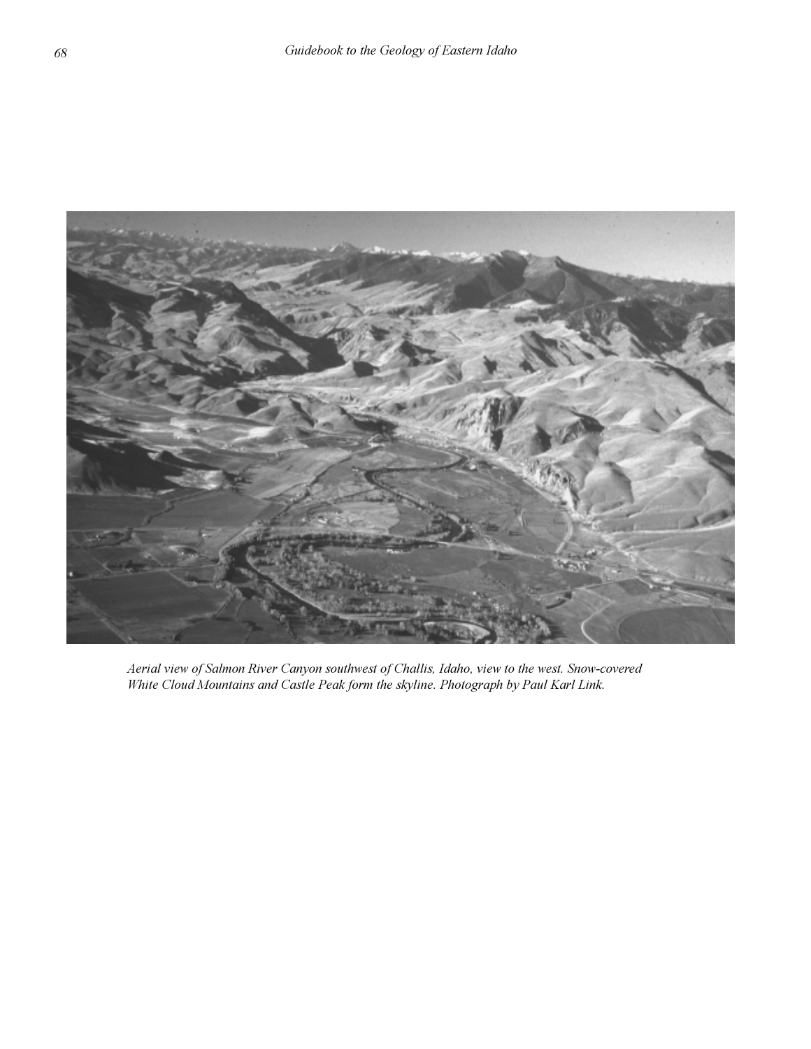*Aerial view of Salmon River Canyon southwest of Challis, Idaho, view to the west. Snow-covered White Cloud Mountains and Castle Peak form the skyline. Photograph by Paul Karl Link.*